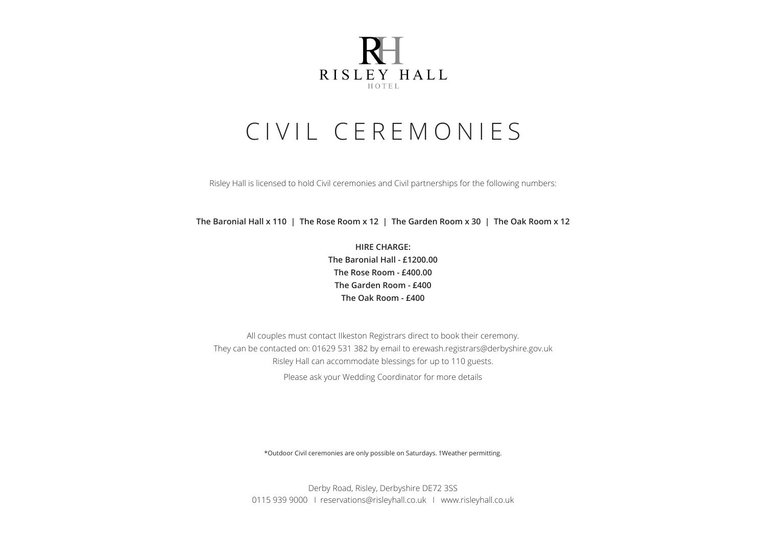RISLEY HALL

HOTEL

# CIVIL CEREMONIES

Risley Hall is licensed to hold Civil ceremonies and Civil partnerships for the following numbers:

**The Baronial Hall x 110 | The Rose Room x 12 | The Garden Room x 30 | The Oak Room x 12**

**HIRE CHARGE:**
**The Baronial Hall - £1200.00**
**The Rose Room - £400.00**
**The Garden Room - £400**
**The Oak Room - £400**

All couples must contact Ilkeston Registrars direct to book their ceremony.
They can be contacted on: 01629 531 382 by email to erewash.registrars@derbyshire.gov.uk
Risley Hall can accommodate blessings for up to 110 guests.

Please ask your Wedding Coordinator for more details

*Outdoor Civil ceremonies are only possible on Saturdays. †Weather permitting.

Derby Road, Risley, Derbyshire DE72 3SS
0115 939 9000 I reservations@risleyhall.co.uk I www.risleyhall.co.uk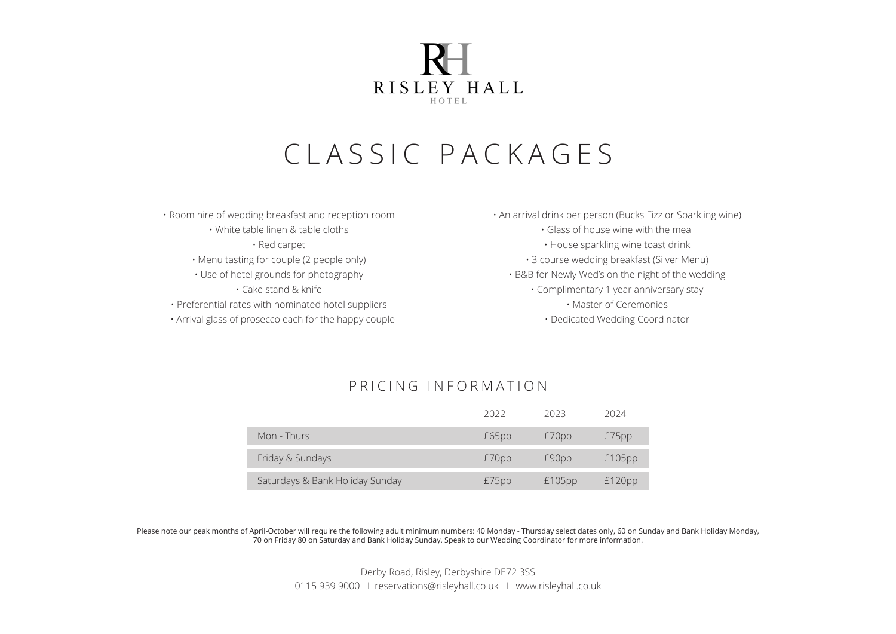RISLEY HALL

HOTEL

# CLASSIC PACKAGES

- Room hire of wedding breakfast and reception room
- White table linen & table cloths
- Red carpet
- Menu tasting for couple (2 people only)
- Use of hotel grounds for photography
- Cake stand & knife
- Preferential rates with nominated hotel suppliers
- Arrival glass of prosecco each for the happy couple
- An arrival drink per person (Bucks Fizz or Sparkling wine)
- Glass of house wine with the meal
- House sparkling wine toast drink
- 3 course wedding breakfast (Silver Menu)
- B&B for Newly Wed's on the night of the wedding
- Complimentary 1 year anniversary stay
- Master of Ceremonies
- Dedicated Wedding Coordinator

## PRICING INFORMATION

| | 2022 | 2023 | 2024 |
|---|---|---|---|
| Mon - Thurs | £65pp | £70pp | £75pp |
| Friday & Sundays | £70pp | £90pp | £105pp |
| Saturdays & Bank Holiday Sunday | £75pp | £105pp | £120pp |

Please note our peak months of April-October will require the following adult minimum numbers: 40 Monday - Thursday select dates only, 60 on Sunday and Bank Holiday Monday, 70 on Friday 80 on Saturday and Bank Holiday Sunday. Speak to our Wedding Coordinator for more information.

Derby Road, Risley, Derbyshire DE72 3SS

0115 939 9000 I reservations@risleyhall.co.uk I www.risleyhall.co.uk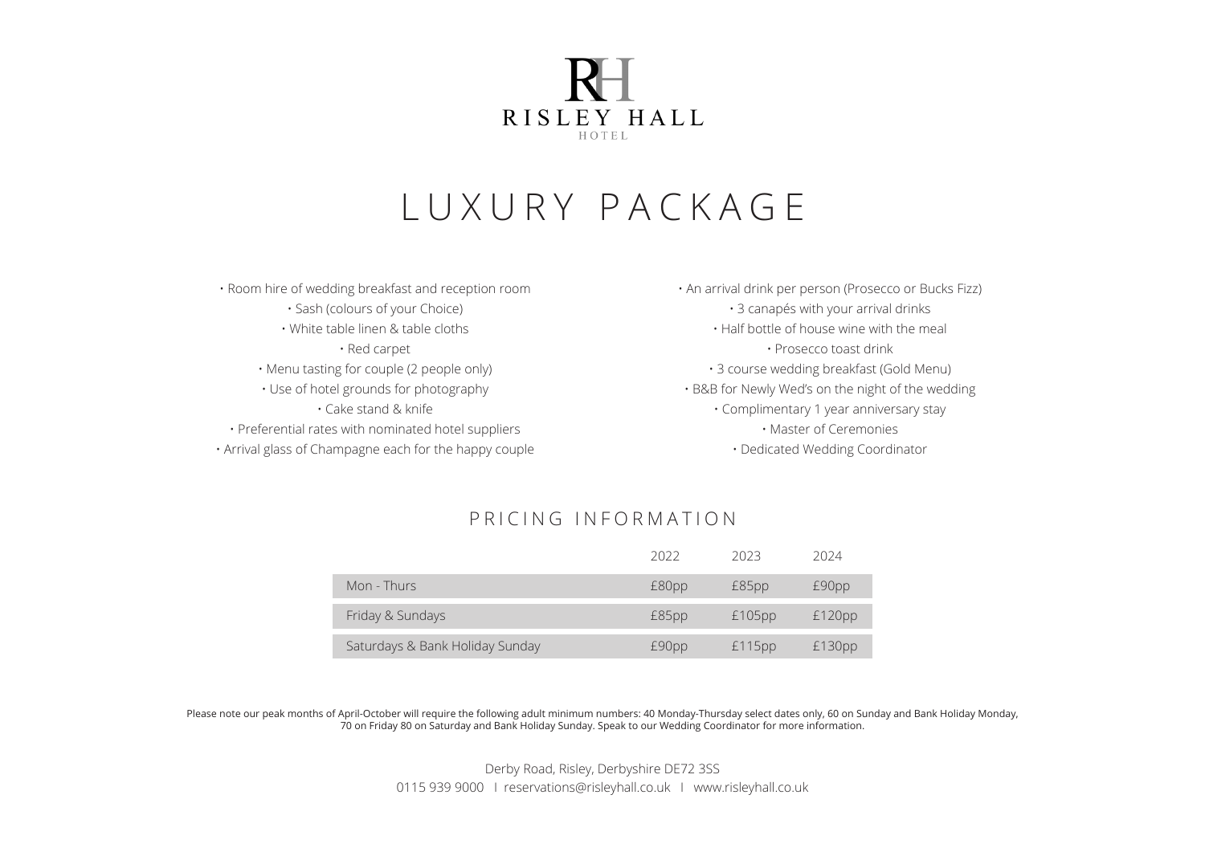RISLEY HALL
HOTEL

# LUXURY PACKAGE

- Room hire of wedding breakfast and reception room
- Sash (colours of your Choice)
- White table linen & table cloths
- Red carpet
- Menu tasting for couple (2 people only)
- Use of hotel grounds for photography
- Cake stand & knife
- Preferential rates with nominated hotel suppliers
- Arrival glass of Champagne each for the happy couple
- An arrival drink per person (Prosecco or Bucks Fizz)
- 3 canapés with your arrival drinks
- Half bottle of house wine with the meal
- Prosecco toast drink
- 3 course wedding breakfast (Gold Menu)
- B&B for Newly Wed's on the night of the wedding
- Complimentary 1 year anniversary stay
- Master of Ceremonies
- Dedicated Wedding Coordinator

## PRICING INFORMATION

| | 2022 | 2023 | 2024 |
|---|---|---|---|
| Mon - Thurs | £80pp | £85pp | £90pp |
| Friday & Sundays | £85pp | £105pp | £120pp |
| Saturdays & Bank Holiday Sunday | £90pp | £115pp | £130pp |

Please note our peak months of April-October will require the following adult minimum numbers: 40 Monday-Thursday select dates only, 60 on Sunday and Bank Holiday Monday, 70 on Friday 80 on Saturday and Bank Holiday Sunday. Speak to our Wedding Coordinator for more information.

Derby Road, Risley, Derbyshire DE72 3SS
0115 939 9000 I reservations@risleyhall.co.uk I www.risleyhall.co.uk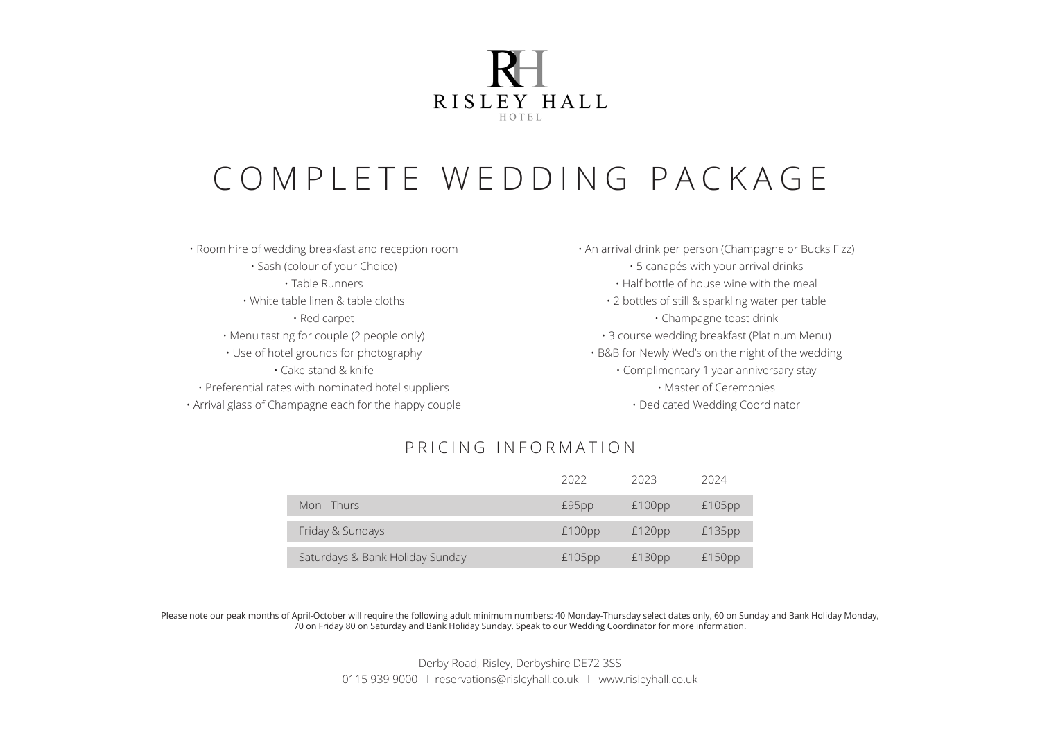RISLEY HALL

HOTEL

# COMPLETE WEDDING PACKAGE

- Room hire of wedding breakfast and reception room
- Sash (colour of your Choice)
- Table Runners
- White table linen & table cloths
- Red carpet
- Menu tasting for couple (2 people only)
- Use of hotel grounds for photography
- Cake stand & knife
- Preferential rates with nominated hotel suppliers
- Arrival glass of Champagne each for the happy couple
- An arrival drink per person (Champagne or Bucks Fizz)
- 5 canapés with your arrival drinks
- Half bottle of house wine with the meal
- 2 bottles of still & sparkling water per table
- Champagne toast drink
- 3 course wedding breakfast (Platinum Menu)
- B&B for Newly Wed's on the night of the wedding
- Complimentary 1 year anniversary stay
- Master of Ceremonies
- Dedicated Wedding Coordinator

## PRICING INFORMATION

| | 2022 | 2023 | 2024 |
|---|---|---|---|
| Mon - Thurs | £95pp | £100pp | £105pp |
| Friday & Sundays | £100pp | £120pp | £135pp |
| Saturdays & Bank Holiday Sunday | £105pp | £130pp | £150pp |

Please note our peak months of April-October will require the following adult minimum numbers: 40 Monday-Thursday select dates only, 60 on Sunday and Bank Holiday Monday, 70 on Friday 80 on Saturday and Bank Holiday Sunday. Speak to our Wedding Coordinator for more information.

Derby Road, Risley, Derbyshire DE72 3SS

0115 939 9000 I reservations@risleyhall.co.uk I www.risleyhall.co.uk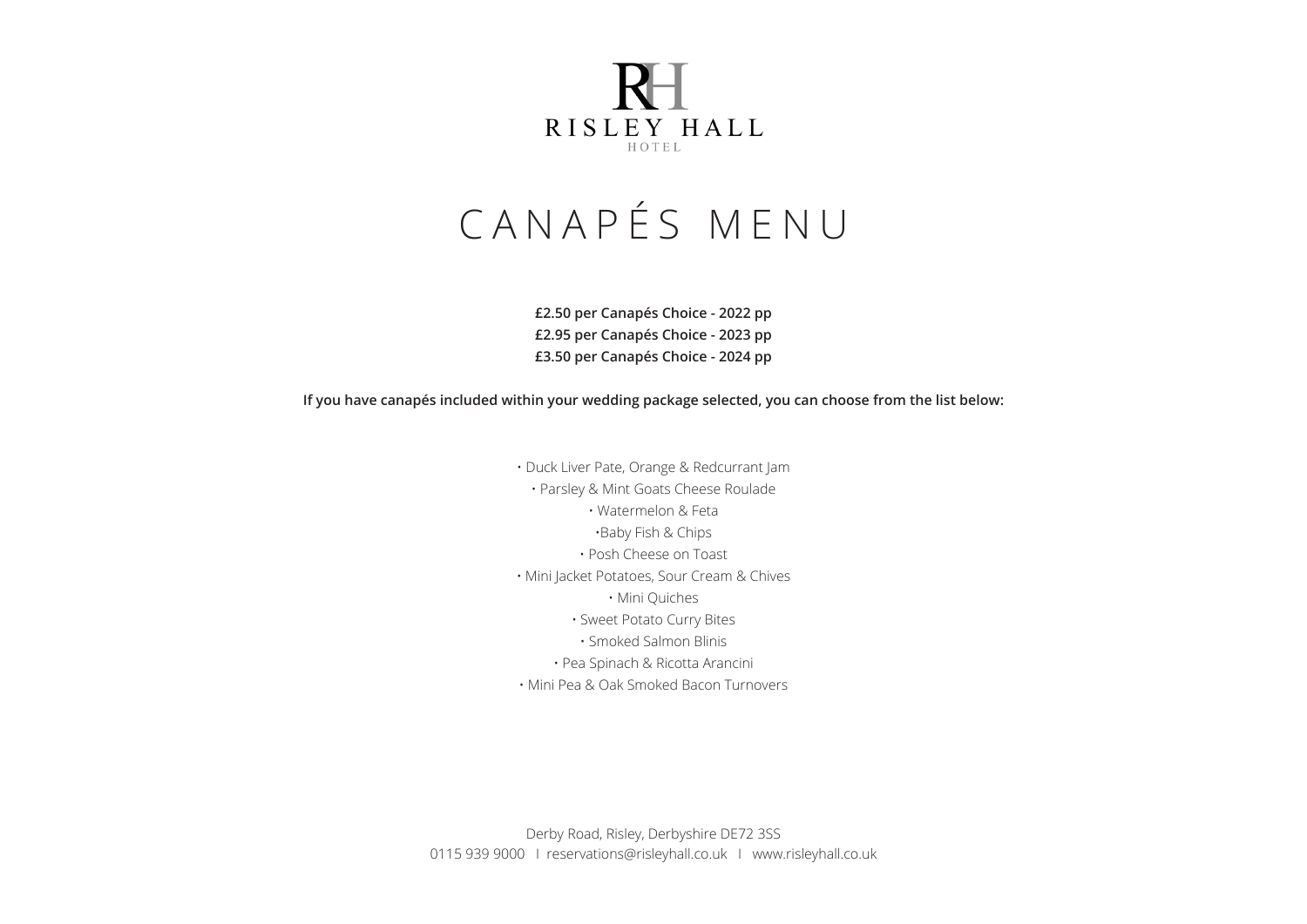RISLEY HALL
HOTEL

# CANAPÉS MENU

**£2.50 per Canapés Choice - 2022 pp**
**£2.95 per Canapés Choice - 2023 pp**
**£3.50 per Canapés Choice - 2024 pp**

**If you have canapés included within your wedding package selected, you can choose from the list below:**

- Duck Liver Pate, Orange & Redcurrant Jam
- Parsley & Mint Goats Cheese Roulade
- Watermelon & Feta
- Baby Fish & Chips
- Posh Cheese on Toast
- Mini Jacket Potatoes, Sour Cream & Chives
- Mini Quiches
- Sweet Potato Curry Bites
- Smoked Salmon Blinis
- Pea Spinach & Ricotta Arancini
- Mini Pea & Oak Smoked Bacon Turnovers

Derby Road, Risley, Derbyshire DE72 3SS
0115 939 9000 I reservations@risleyhall.co.uk I www.risleyhall.co.uk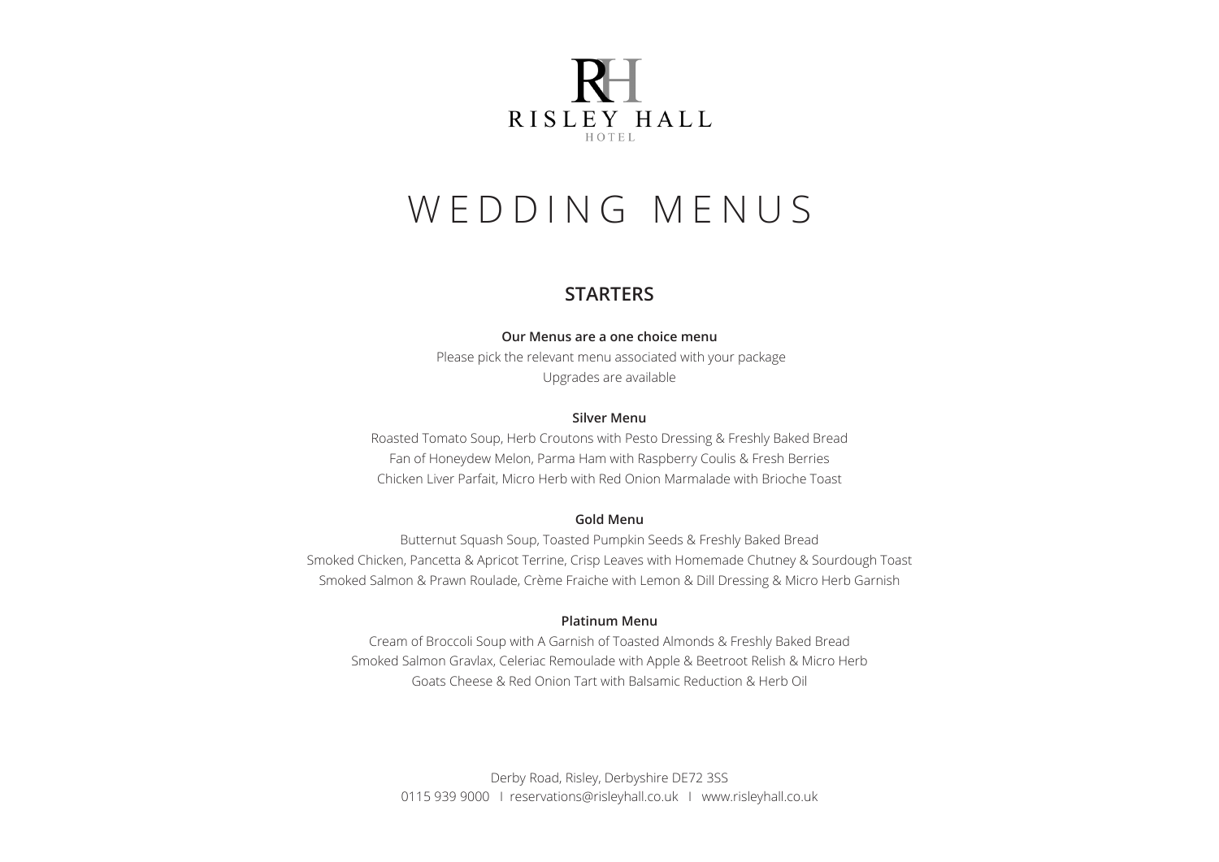RISLEY HALL
HOTEL

# WEDDING MENUS

## STARTERS

**Our Menus are a one choice menu**

Please pick the relevant menu associated with your package

Upgrades are available

**Silver Menu**

Roasted Tomato Soup, Herb Croutons with Pesto Dressing & Freshly Baked Bread

Fan of Honeydew Melon, Parma Ham with Raspberry Coulis & Fresh Berries

Chicken Liver Parfait, Micro Herb with Red Onion Marmalade with Brioche Toast

**Gold Menu**

Butternut Squash Soup, Toasted Pumpkin Seeds & Freshly Baked Bread

Smoked Chicken, Pancetta & Apricot Terrine, Crisp Leaves with Homemade Chutney & Sourdough Toast

Smoked Salmon & Prawn Roulade, Crème Fraiche with Lemon & Dill Dressing & Micro Herb Garnish

**Platinum Menu**

Cream of Broccoli Soup with A Garnish of Toasted Almonds & Freshly Baked Bread

Smoked Salmon Gravlax, Celeriac Remoulade with Apple & Beetroot Relish & Micro Herb

Goats Cheese & Red Onion Tart with Balsamic Reduction & Herb Oil

Derby Road, Risley, Derbyshire DE72 3SS

0115 939 9000 I reservations@risleyhall.co.uk I www.risleyhall.co.uk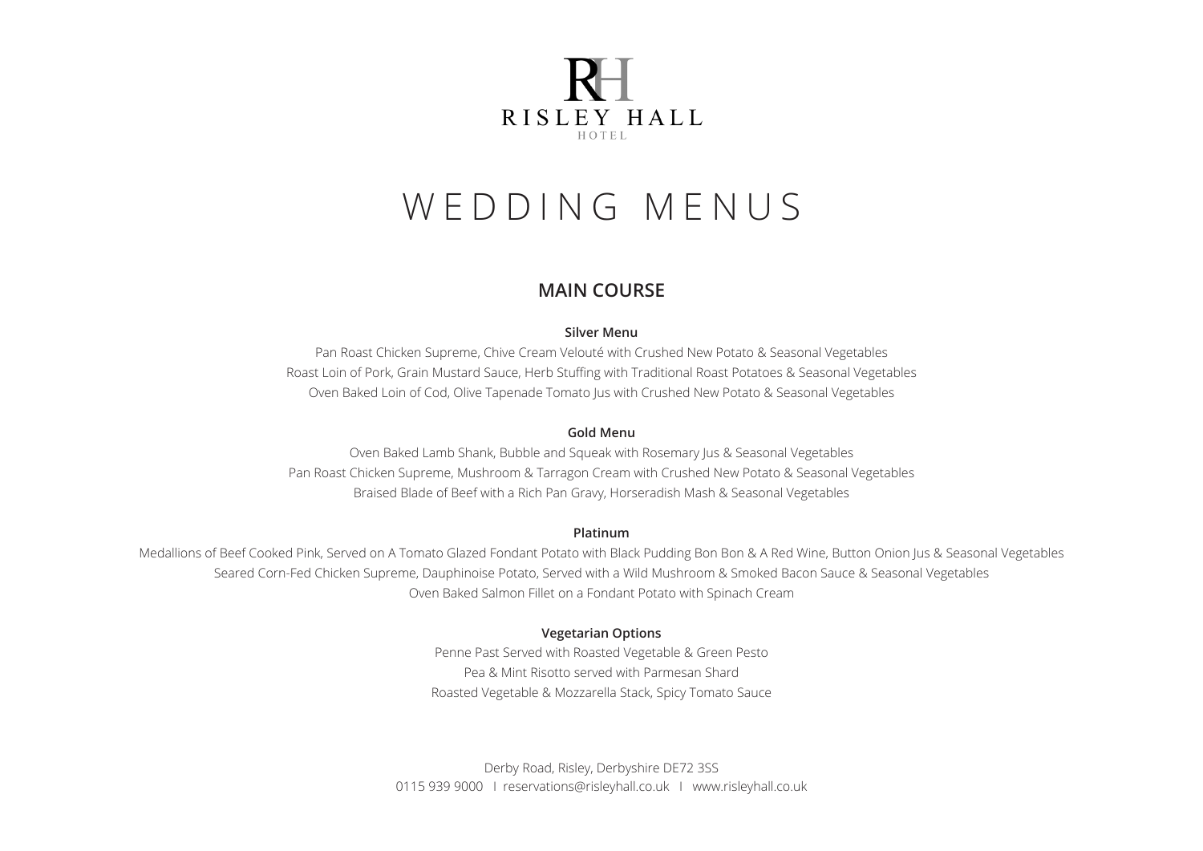RISLEY HALL
HOTEL

# WEDDING MENUS

## MAIN COURSE

**Silver Menu**

Pan Roast Chicken Supreme, Chive Cream Velouté with Crushed New Potato & Seasonal Vegetables
Roast Loin of Pork, Grain Mustard Sauce, Herb Stuffing with Traditional Roast Potatoes & Seasonal Vegetables
Oven Baked Loin of Cod, Olive Tapenade Tomato Jus with Crushed New Potato & Seasonal Vegetables

**Gold Menu**

Oven Baked Lamb Shank, Bubble and Squeak with Rosemary Jus & Seasonal Vegetables
Pan Roast Chicken Supreme, Mushroom & Tarragon Cream with Crushed New Potato & Seasonal Vegetables
Braised Blade of Beef with a Rich Pan Gravy, Horseradish Mash & Seasonal Vegetables

**Platinum**

Medallions of Beef Cooked Pink, Served on A Tomato Glazed Fondant Potato with Black Pudding Bon Bon & A Red Wine, Button Onion Jus & Seasonal Vegetables
Seared Corn-Fed Chicken Supreme, Dauphinoise Potato, Served with a Wild Mushroom & Smoked Bacon Sauce & Seasonal Vegetables
Oven Baked Salmon Fillet on a Fondant Potato with Spinach Cream

**Vegetarian Options**

Penne Past Served with Roasted Vegetable & Green Pesto
Pea & Mint Risotto served with Parmesan Shard
Roasted Vegetable & Mozzarella Stack, Spicy Tomato Sauce

Derby Road, Risley, Derbyshire DE72 3SS
0115 939 9000 I reservations@risleyhall.co.uk I www.risleyhall.co.uk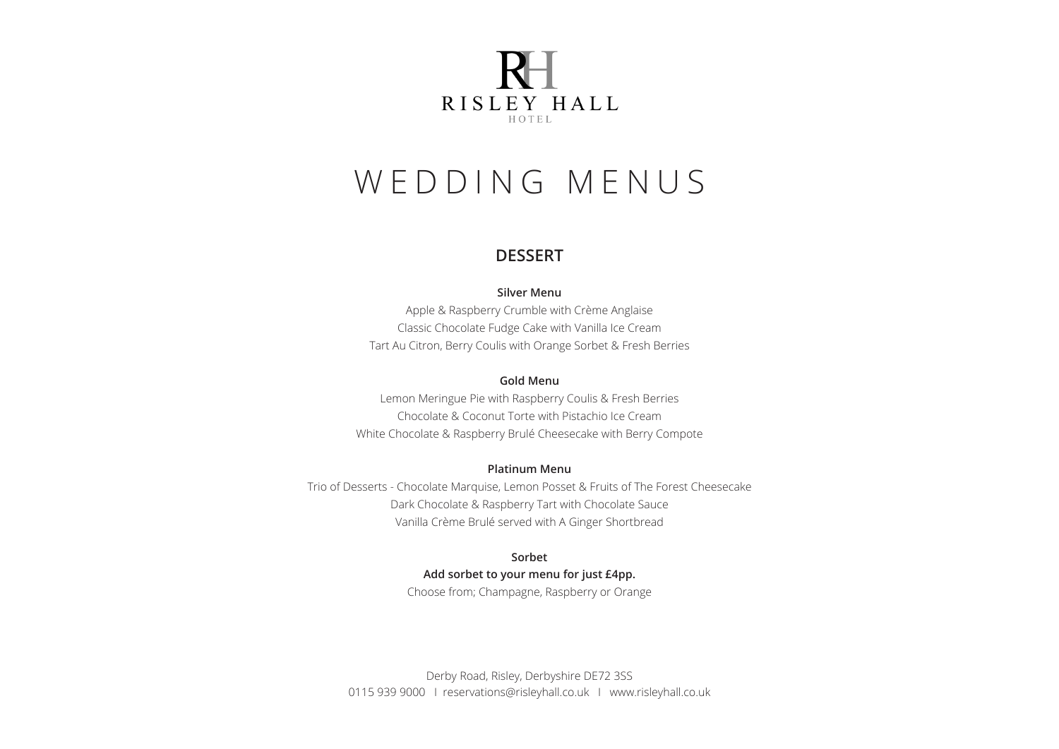RISLEY HALL

HOTEL

# WEDDING MENUS

## DESSERT

**Silver Menu**

Apple & Raspberry Crumble with Crème Anglaise
Classic Chocolate Fudge Cake with Vanilla Ice Cream
Tart Au Citron, Berry Coulis with Orange Sorbet & Fresh Berries

**Gold Menu**

Lemon Meringue Pie with Raspberry Coulis & Fresh Berries
Chocolate & Coconut Torte with Pistachio Ice Cream
White Chocolate & Raspberry Brulé Cheesecake with Berry Compote

**Platinum Menu**

Trio of Desserts - Chocolate Marquise, Lemon Posset & Fruits of The Forest Cheesecake
Dark Chocolate & Raspberry Tart with Chocolate Sauce
Vanilla Crème Brulé served with A Ginger Shortbread

**Sorbet**

**Add sorbet to your menu for just £4pp.**

Choose from; Champagne, Raspberry or Orange

Derby Road, Risley, Derbyshire DE72 3SS
0115 939 9000 I reservations@risleyhall.co.uk I www.risleyhall.co.uk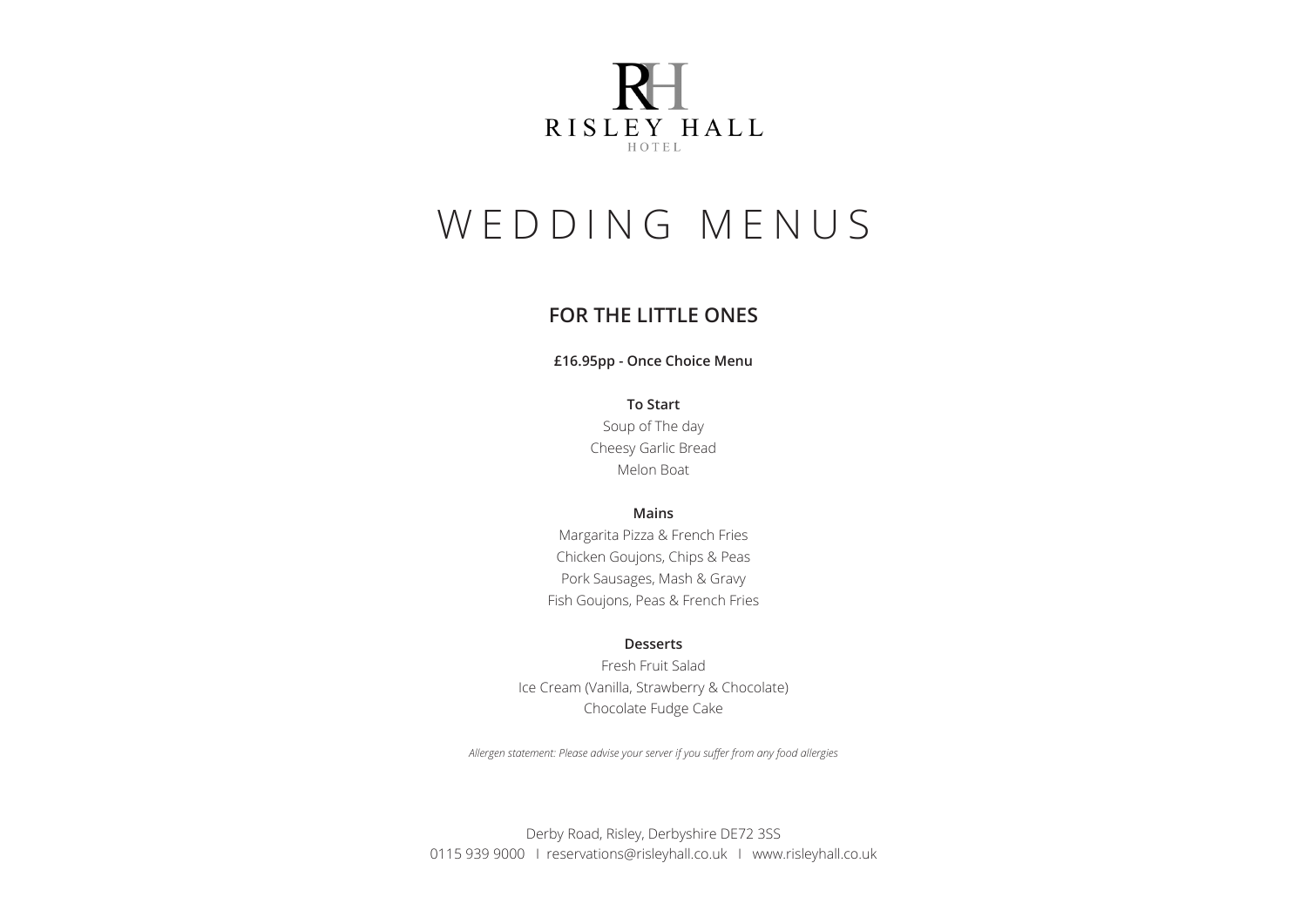RH

RISLEY HALL

HOTEL

# WEDDING MENUS

## FOR THE LITTLE ONES

**£16.95pp - Once Choice Menu**

**To Start**

Soup of The day

Cheesy Garlic Bread

Melon Boat

**Mains**

Margarita Pizza & French Fries

Chicken Goujons, Chips & Peas

Pork Sausages, Mash & Gravy

Fish Goujons, Peas & French Fries

**Desserts**

Fresh Fruit Salad

Ice Cream (Vanilla, Strawberry & Chocolate)

Chocolate Fudge Cake

*Allergen statement: Please advise your server if you suffer from any food allergies*

Derby Road, Risley, Derbyshire DE72 3SS

0115 939 9000 I reservations@risleyhall.co.uk I www.risleyhall.co.uk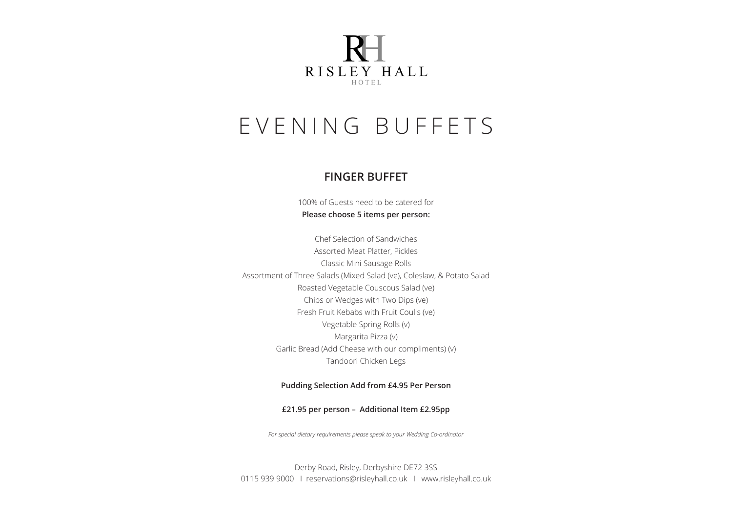RISLEY HALL

HOTEL

# EVENING BUFFETS

## FINGER BUFFET

100% of Guests need to be catered for

**Please choose 5 items per person:**

Chef Selection of Sandwiches

Assorted Meat Platter, Pickles

Classic Mini Sausage Rolls

Assortment of Three Salads (Mixed Salad (ve), Coleslaw, & Potato Salad

Roasted Vegetable Couscous Salad (ve)

Chips or Wedges with Two Dips (ve)

Fresh Fruit Kebabs with Fruit Coulis (ve)

Vegetable Spring Rolls (v)

Margarita Pizza (v)

Garlic Bread (Add Cheese with our compliments) (v)

Tandoori Chicken Legs

**Pudding Selection Add from £4.95 Per Person**

**£21.95 per person – Additional Item £2.95pp**

*For special dietary requirements please speak to your Wedding Co-ordinator*

Derby Road, Risley, Derbyshire DE72 3SS

0115 939 9000 I reservations@risleyhall.co.uk I www.risleyhall.co.uk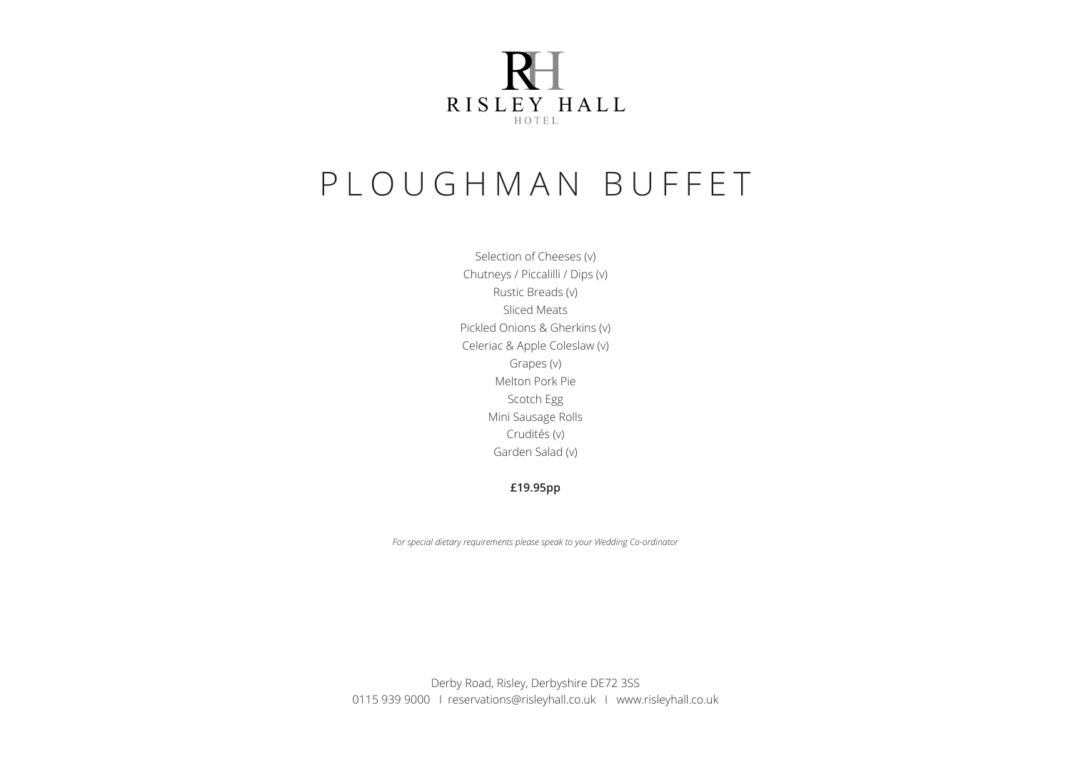RISLEY HALL

HOTEL

# PLOUGHMAN BUFFET

Selection of Cheeses (v)
Chutneys / Piccalilli / Dips (v)
Rustic Breads (v)
Sliced Meats
Pickled Onions & Gherkins (v)
Celeriac & Apple Coleslaw (v)
Grapes (v)
Melton Pork Pie
Scotch Egg
Mini Sausage Rolls
Crudités (v)
Garden Salad (v)

**£19.95pp**

*For special dietary requirements please speak to your Wedding Co-ordinator*

Derby Road, Risley, Derbyshire DE72 3SS
0115 939 9000 I reservations@risleyhall.co.uk I www.risleyhall.co.uk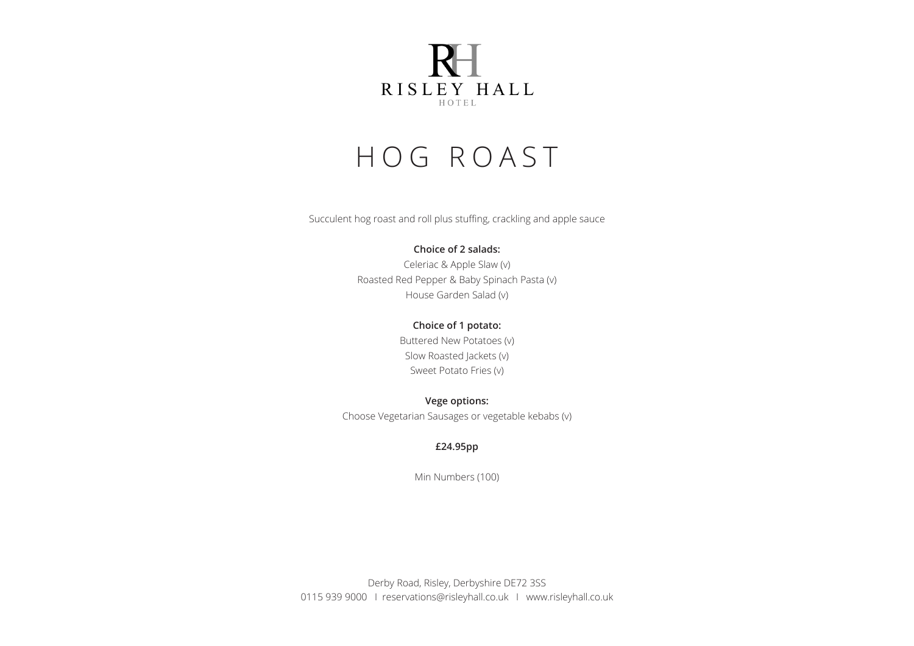RISLEY HALL

HOTEL

# HOG ROAST

Succulent hog roast and roll plus stuffing, crackling and apple sauce

**Choice of 2 salads:**

Celeriac & Apple Slaw (v)

Roasted Red Pepper & Baby Spinach Pasta (v)

House Garden Salad (v)

**Choice of 1 potato:**

Buttered New Potatoes (v)

Slow Roasted Jackets (v)

Sweet Potato Fries (v)

**Vege options:**

Choose Vegetarian Sausages or vegetable kebabs (v)

**£24.95pp**

Min Numbers (100)

Derby Road, Risley, Derbyshire DE72 3SS

0115 939 9000 I reservations@risleyhall.co.uk I www.risleyhall.co.uk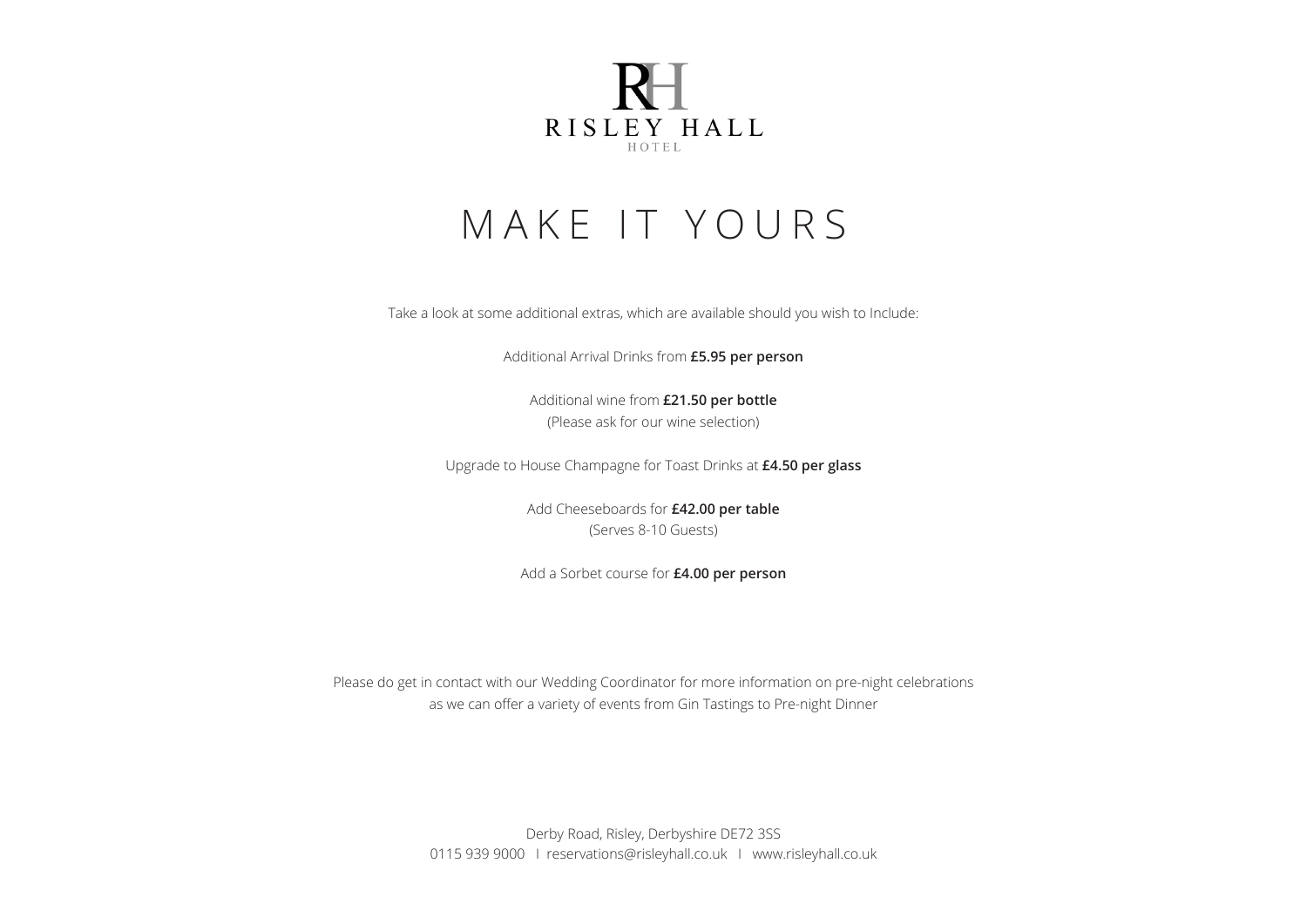RISLEY HALL

HOTEL

# MAKE IT YOURS

Take a look at some additional extras, which are available should you wish to Include:

Additional Arrival Drinks from **£5.95 per person**

Additional wine from **£21.50 per bottle**
(Please ask for our wine selection)

Upgrade to House Champagne for Toast Drinks at **£4.50 per glass**

Add Cheeseboards for **£42.00 per table**
(Serves 8-10 Guests)

Add a Sorbet course for **£4.00 per person**

Please do get in contact with our Wedding Coordinator for more information on pre-night celebrations as we can offer a variety of events from Gin Tastings to Pre-night Dinner

Derby Road, Risley, Derbyshire DE72 3SS
0115 939 9000 I reservations@risleyhall.co.uk I www.risleyhall.co.uk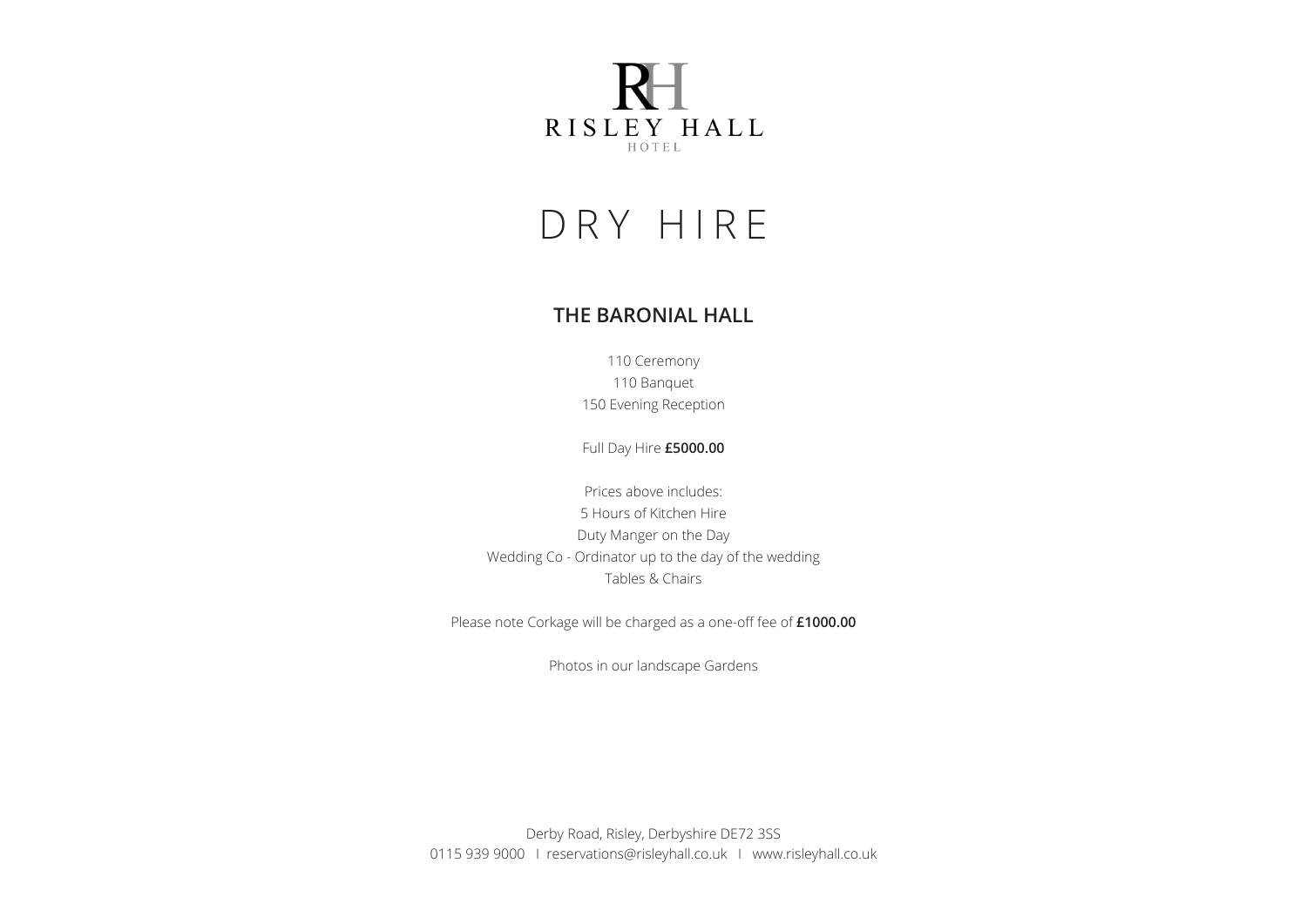RH

RISLEY HALL

HOTEL

# DRY HIRE

## THE BARONIAL HALL

110 Ceremony
110 Banquet
150 Evening Reception

Full Day Hire **£5000.00**

Prices above includes:
5 Hours of Kitchen Hire
Duty Manger on the Day
Wedding Co - Ordinator up to the day of the wedding
Tables & Chairs

Please note Corkage will be charged as a one-off fee of **£1000.00**

Photos in our landscape Gardens

Derby Road, Risley, Derbyshire DE72 3SS
0115 939 9000 I reservations@risleyhall.co.uk I www.risleyhall.co.uk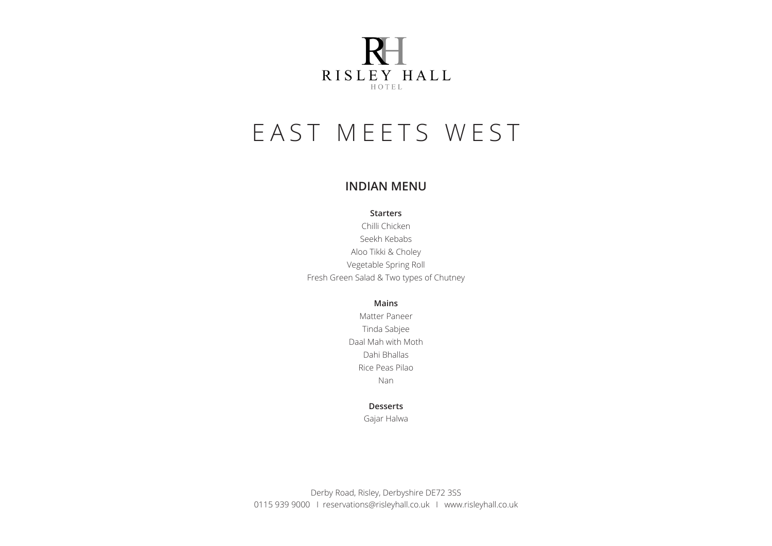RISLEY HALL
HOTEL

# EAST MEETS WEST

## INDIAN MENU

**Starters**

Chilli Chicken
Seekh Kebabs
Aloo Tikki & Choley
Vegetable Spring Roll
Fresh Green Salad & Two types of Chutney

**Mains**

Matter Paneer
Tinda Sabjee
Daal Mah with Moth
Dahi Bhallas
Rice Peas Pilao
Nan

**Desserts**

Gajar Halwa

Derby Road, Risley, Derbyshire DE72 3SS
0115 939 9000 I reservations@risleyhall.co.uk I www.risleyhall.co.uk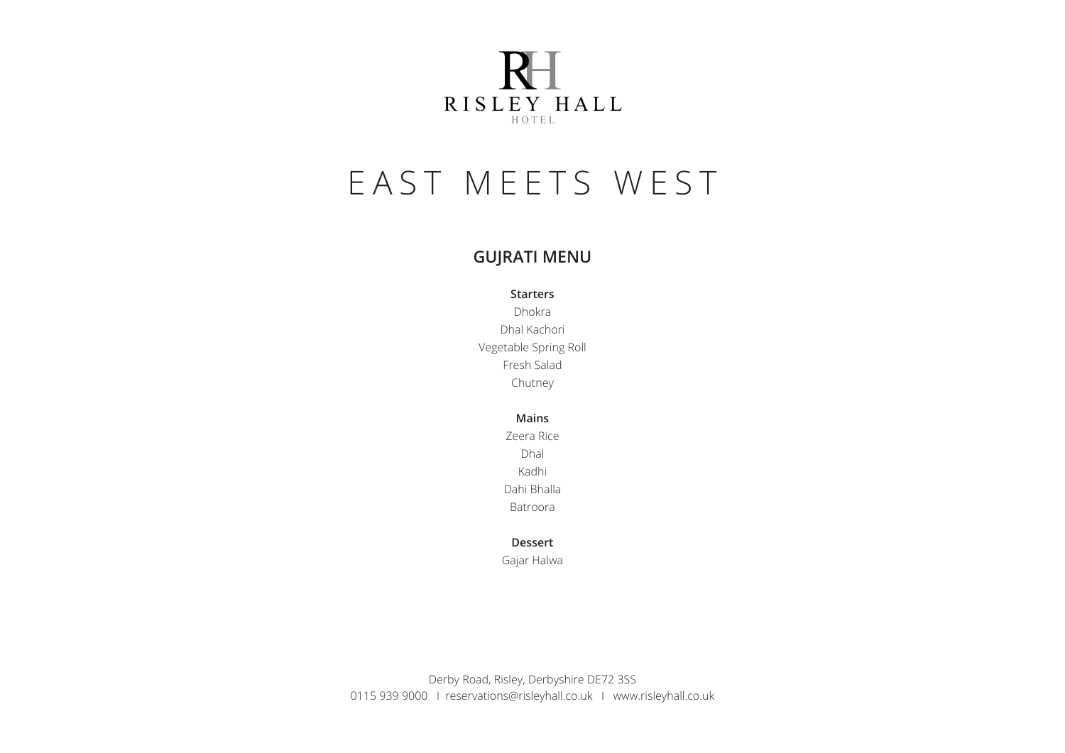RISLEY HALL
HOTEL

# EAST MEETS WEST

## GUJRATI MENU

**Starters**

Dhokra
Dhal Kachori
Vegetable Spring Roll
Fresh Salad
Chutney

**Mains**

Zeera Rice
Dhal
Kadhi
Dahi Bhalla
Batroora

**Dessert**

Gajar Halwa

Derby Road, Risley, Derbyshire DE72 3SS
0115 939 9000 I reservations@risleyhall.co.uk I www.risleyhall.co.uk